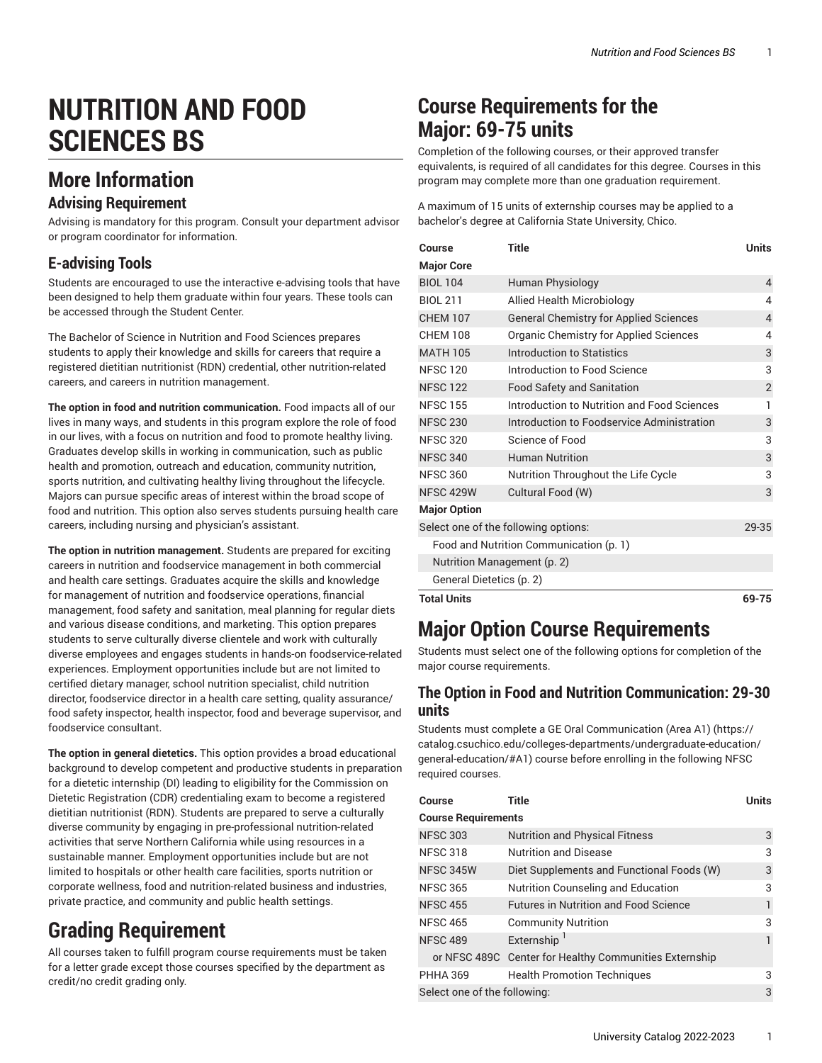# NUTRITION AND FOOD SCIENCES BS

## More Information

### Advising Requirement

Advising is mandatory for this program. Consult your department advisor or program coordinator for information.

### E-advising Tools

Students are encouraged to use the interactive e-advising tools that have been designed to help them graduate within four years. These tools can be accessed through the Student Center.

The Bachelor of Science in Nutrition and Food Sciences prepares students to apply their knowledge and skills for careers that require a registered dietitian nutritionist (RDN) credential, other nutrition-related careers, and careers in nutrition management.

**The option in food and nutrition communication.** Food impacts all of our lives in many ways, and students in this program explore the role of food in our lives, with a focus on nutrition and food to promote healthy living. Graduates develop skills in working in communication, such as public health and promotion, outreach and education, community nutrition, sports nutrition, and cultivating healthy living throughout the lifecycle. Majors can pursue specific areas of interest within the broad scope of food and nutrition. This option also serves students pursuing health care careers, including nursing and physician's assistant.

**The option in nutrition management.** Students are prepared for exciting careers in nutrition and foodservice management in both commercial and health care settings. Graduates acquire the skills and knowledge for management of nutrition and foodservice operations, financial management, food safety and sanitation, meal planning for regular diets and various disease conditions, and marketing. This option prepares students to serve culturally diverse clientele and work with culturally diverse employees and engages students in hands-on foodservice-related experiences. Employment opportunities include but are not limited to certified dietary manager, school nutrition specialist, child nutrition director, foodservice director in a health care setting, quality assurance/ food safety inspector, health inspector, food and beverage supervisor, and foodservice consultant.

**The option in general dietetics.** This option provides a broad educational background to develop competent and productive students in preparation for a dietetic internship (DI) leading to eligibility for the Commission on Dietetic Registration (CDR) credentialing exam to become a registered dietitian nutritionist (RDN). Students are prepared to serve a culturally diverse community by engaging in pre-professional nutrition-related activities that serve Northern California while using resources in a sustainable manner. Employment opportunities include but are not limited to hospitals or other health care facilities, sports nutrition or corporate wellness, food and nutrition-related business and industries, private practice, and community and public health settings.

## Grading Requirement

All courses taken to fulfill program course requirements must be taken for a letter grade except those courses specified by the department as credit/no credit grading only.

## Course Requirements for the Major: 69-75 units

Completion of the following courses, or their approved transfer equivalents, is required of all candidates for this degree. Courses in this program may complete more than one graduation requirement.

A maximum of 15 units of externship courses may be applied to a bachelor's degree at California State University, Chico.

| Course | Title | Units |
|---|---|---|
| **Major Core** | | |
| BIOL 104 | Human Physiology | 4 |
| BIOL 211 | Allied Health Microbiology | 4 |
| CHEM 107 | General Chemistry for Applied Sciences | 4 |
| CHEM 108 | Organic Chemistry for Applied Sciences | 4 |
| MATH 105 | Introduction to Statistics | 3 |
| NFSC 120 | Introduction to Food Science | 3 |
| NFSC 122 | Food Safety and Sanitation | 2 |
| NFSC 155 | Introduction to Nutrition and Food Sciences | 1 |
| NFSC 230 | Introduction to Foodservice Administration | 3 |
| NFSC 320 | Science of Food | 3 |
| NFSC 340 | Human Nutrition | 3 |
| NFSC 360 | Nutrition Throughout the Life Cycle | 3 |
| NFSC 429W | Cultural Food (W) | 3 |
| **Major Option** | | |
| Select one of the following options: | | 29-35 |
| Food and Nutrition Communication (p. 1) | | |
| Nutrition Management (p. 2) | | |
| General Dietetics (p. 2) | | |
| **Total Units** | | **69-75** |

# Major Option Course Requirements

Students must select one of the following options for completion of the major course requirements.

### The Option in Food and Nutrition Communication: 29-30 units

Students must complete a GE Oral Communication (Area A1) (https://catalog.csuchico.edu/colleges-departments/undergraduate-education/general-education/#A1) course before enrolling in the following NFSC required courses.

| Course | Title | Units |
|---|---|---|
| **Course Requirements** | | |
| NFSC 303 | Nutrition and Physical Fitness | 3 |
| NFSC 318 | Nutrition and Disease | 3 |
| NFSC 345W | Diet Supplements and Functional Foods (W) | 3 |
| NFSC 365 | Nutrition Counseling and Education | 3 |
| NFSC 455 | Futures in Nutrition and Food Science | 1 |
| NFSC 465 | Community Nutrition | 3 |
| NFSC 489 | Externship [1] | 1 |
| or NFSC 489C | Center for Healthy Communities Externship | |
| PHHA 369 | Health Promotion Techniques | 3 |
| Select one of the following: | | 3 |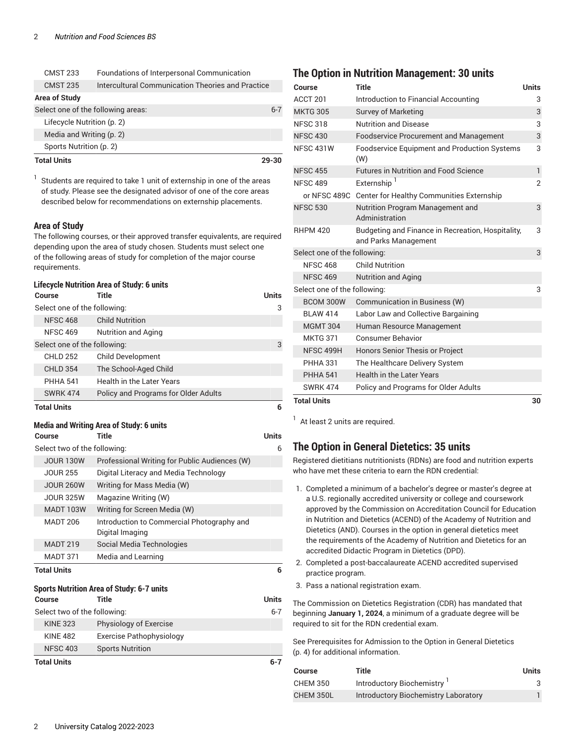| Course | Title | Units |
| --- | --- | --- |
| CMST 233 | Foundations of Interpersonal Communication | |
| CMST 235 | Intercultural Communication Theories and Practice | |
| **Area of Study** | | |
| Select one of the following areas: | | 6-7 |
| Lifecycle Nutrition (p. 2) | | |
| Media and Writing (p. 2) | | |
| Sports Nutrition (p. 2) | | |
| **Total Units** | | **29-30** |

[1] Students are required to take 1 unit of externship in one of the areas of study. Please see the designated advisor of one of the core areas described below for recommendations on externship placements.

### Area of Study

The following courses, or their approved transfer equivalents, are required depending upon the area of study chosen. Students must select one of the following areas of study for completion of the major course requirements.

#### Lifecycle Nutrition Area of Study: 6 units

| Course | Title | Units |
| --- | --- | --- |
| Select one of the following: | | 3 |
| NFSC 468 | Child Nutrition | |
| NFSC 469 | Nutrition and Aging | |
| Select one of the following: | | 3 |
| CHLD 252 | Child Development | |
| CHLD 354 | The School-Aged Child | |
| PHHA 541 | Health in the Later Years | |
| SWRK 474 | Policy and Programs for Older Adults | |
| **Total Units** | | **6** |

#### Media and Writing Area of Study: 6 units

| Course | Title | Units |
| --- | --- | --- |
| Select two of the following: | | 6 |
| JOUR 130W | Professional Writing for Public Audiences (W) | |
| JOUR 255 | Digital Literacy and Media Technology | |
| JOUR 260W | Writing for Mass Media (W) | |
| JOUR 325W | Magazine Writing (W) | |
| MADT 103W | Writing for Screen Media (W) | |
| MADT 206 | Introduction to Commercial Photography and Digital Imaging | |
| MADT 219 | Social Media Technologies | |
| MADT 371 | Media and Learning | |
| **Total Units** | | **6** |

#### Sports Nutrition Area of Study: 6-7 units

| Course | Title | Units |
| --- | --- | --- |
| Select two of the following: | | 6-7 |
| KINE 323 | Physiology of Exercise | |
| KINE 482 | Exercise Pathophysiology | |
| NFSC 403 | Sports Nutrition | |
| **Total Units** | | **6-7** |

## The Option in Nutrition Management: 30 units

| Course | Title | Units |
| --- | --- | --- |
| ACCT 201 | Introduction to Financial Accounting | 3 |
| MKTG 305 | Survey of Marketing | 3 |
| NFSC 318 | Nutrition and Disease | 3 |
| NFSC 430 | Foodservice Procurement and Management | 3 |
| NFSC 431W | Foodservice Equipment and Production Systems (W) | 3 |
| NFSC 455 | Futures in Nutrition and Food Science | 1 |
| NFSC 489 | Externship [1] | 2 |
| or NFSC 489C | Center for Healthy Communities Externship | |
| NFSC 530 | Nutrition Program Management and Administration | 3 |
| RHPM 420 | Budgeting and Finance in Recreation, Hospitality, and Parks Management | 3 |
| Select one of the following: | | 3 |
| NFSC 468 | Child Nutrition | |
| NFSC 469 | Nutrition and Aging | |
| Select one of the following: | | 3 |
| BCOM 300W | Communication in Business (W) | |
| BLAW 414 | Labor Law and Collective Bargaining | |
| MGMT 304 | Human Resource Management | |
| MKTG 371 | Consumer Behavior | |
| NFSC 499H | Honors Senior Thesis or Project | |
| PHHA 331 | The Healthcare Delivery System | |
| PHHA 541 | Health in the Later Years | |
| SWRK 474 | Policy and Programs for Older Adults | |
| **Total Units** | | **30** |

[1] At least 2 units are required.

## The Option in General Dietetics: 35 units

Registered dietitians nutritionists (RDNs) are food and nutrition experts who have met these criteria to earn the RDN credential:

1. Completed a minimum of a bachelor's degree or master's degree at a U.S. regionally accredited university or college and coursework approved by the Commission on Accreditation Council for Education in Nutrition and Dietetics (ACEND) of the Academy of Nutrition and Dietetics (AND). Courses in the option in general dietetics meet the requirements of the Academy of Nutrition and Dietetics for an accredited Didactic Program in Dietetics (DPD).
2. Completed a post-baccalaureate ACEND accredited supervised practice program.
3. Pass a national registration exam.

The Commission on Dietetics Registration (CDR) has mandated that beginning **January 1, 2024**, a minimum of a graduate degree will be required to sit for the RDN credential exam.

See Prerequisites for Admission to the Option in General Dietetics (p. 4) for additional information.

| Course | Title | Units |
| --- | --- | --- |
| CHEM 350 | Introductory Biochemistry [1] | 3 |
| CHEM 350L | Introductory Biochemistry Laboratory | 1 |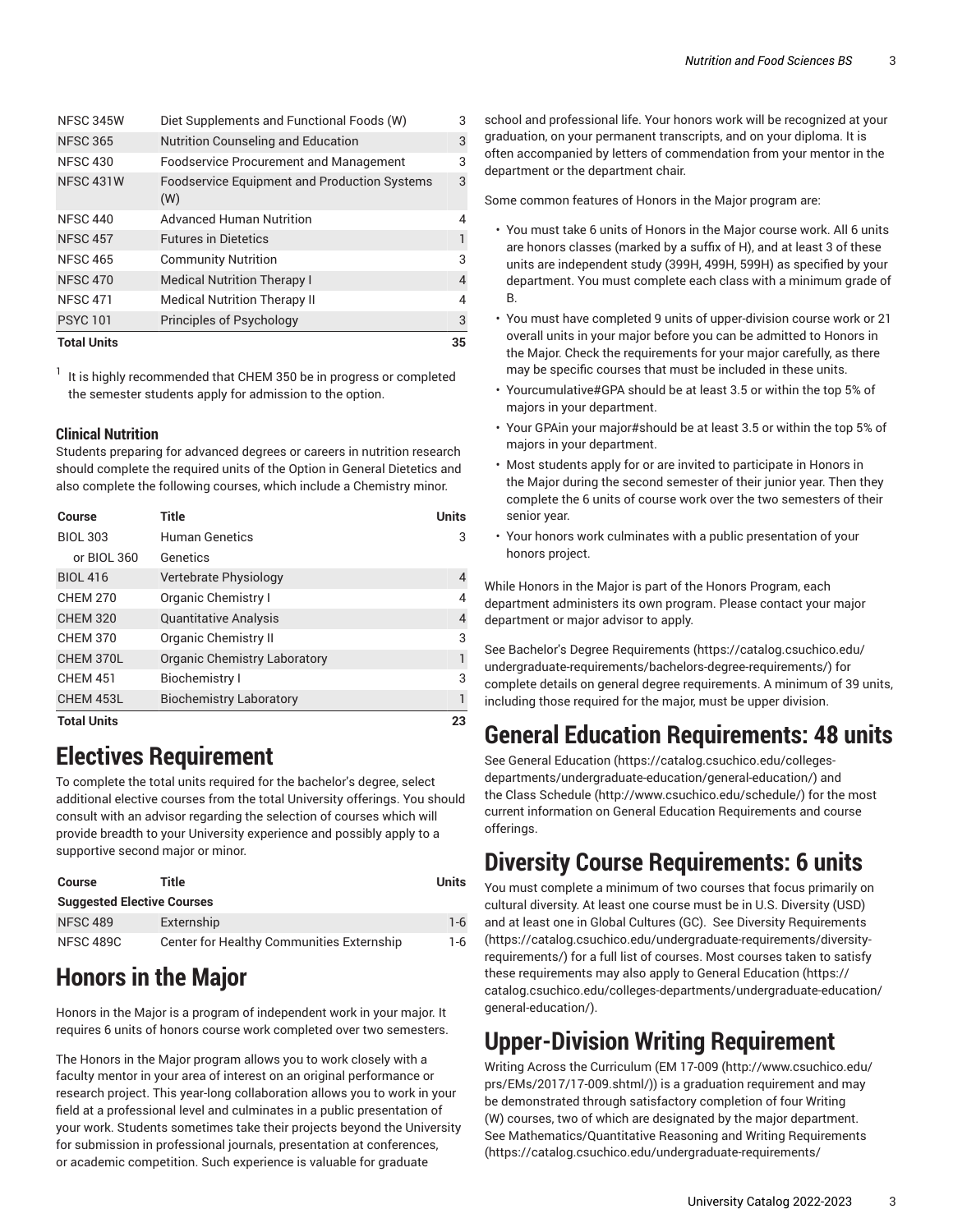| Course | Title | Units |
| --- | --- | --- |
| NFSC 345W | Diet Supplements and Functional Foods (W) | 3 |
| NFSC 365 | Nutrition Counseling and Education | 3 |
| NFSC 430 | Foodservice Procurement and Management | 3 |
| NFSC 431W | Foodservice Equipment and Production Systems (W) | 3 |
| NFSC 440 | Advanced Human Nutrition | 4 |
| NFSC 457 | Futures in Dietetics | 1 |
| NFSC 465 | Community Nutrition | 3 |
| NFSC 470 | Medical Nutrition Therapy I | 4 |
| NFSC 471 | Medical Nutrition Therapy II | 4 |
| PSYC 101 | Principles of Psychology | 3 |
| **Total Units** | | **35** |

[1] It is highly recommended that CHEM 350 be in progress or completed the semester students apply for admission to the option.

### Clinical Nutrition

Students preparing for advanced degrees or careers in nutrition research should complete the required units of the Option in General Dietetics and also complete the following courses, which include a Chemistry minor.

| Course | Title | Units |
| --- | --- | --- |
| BIOL 303 | Human Genetics | 3 |
| or BIOL 360 | Genetics | |
| BIOL 416 | Vertebrate Physiology | 4 |
| CHEM 270 | Organic Chemistry I | 4 |
| CHEM 320 | Quantitative Analysis | 4 |
| CHEM 370 | Organic Chemistry II | 3 |
| CHEM 370L | Organic Chemistry Laboratory | 1 |
| CHEM 451 | Biochemistry I | 3 |
| CHEM 453L | Biochemistry Laboratory | 1 |
| **Total Units** | | **23** |

## Electives Requirement

To complete the total units required for the bachelor's degree, select additional elective courses from the total University offerings. You should consult with an advisor regarding the selection of courses which will provide breadth to your University experience and possibly apply to a supportive second major or minor.

| Course | Title | Units |
| --- | --- | --- |
| **Suggested Elective Courses** | | |
| NFSC 489 | Externship | 1-6 |
| NFSC 489C | Center for Healthy Communities Externship | 1-6 |

## Honors in the Major

Honors in the Major is a program of independent work in your major. It requires 6 units of honors course work completed over two semesters.

The Honors in the Major program allows you to work closely with a faculty mentor in your area of interest on an original performance or research project. This year-long collaboration allows you to work in your field at a professional level and culminates in a public presentation of your work. Students sometimes take their projects beyond the University for submission in professional journals, presentation at conferences, or academic competition. Such experience is valuable for graduate school and professional life. Your honors work will be recognized at your graduation, on your permanent transcripts, and on your diploma. It is often accompanied by letters of commendation from your mentor in the department or the department chair.

Some common features of Honors in the Major program are:

- You must take 6 units of Honors in the Major course work. All 6 units are honors classes (marked by a suffix of H), and at least 3 of these units are independent study (399H, 499H, 599H) as specified by your department. You must complete each class with a minimum grade of B.
- You must have completed 9 units of upper-division course work or 21 overall units in your major before you can be admitted to Honors in the Major. Check the requirements for your major carefully, as there may be specific courses that must be included in these units.
- Yourcumulative#GPA should be at least 3.5 or within the top 5% of majors in your department.
- Your GPAin your major#should be at least 3.5 or within the top 5% of majors in your department.
- Most students apply for or are invited to participate in Honors in the Major during the second semester of their junior year. Then they complete the 6 units of course work over the two semesters of their senior year.
- Your honors work culminates with a public presentation of your honors project.

While Honors in the Major is part of the Honors Program, each department administers its own program. Please contact your major department or major advisor to apply.

See Bachelor's Degree Requirements (https://catalog.csuchico.edu/undergraduate-requirements/bachelors-degree-requirements/) for complete details on general degree requirements. A minimum of 39 units, including those required for the major, must be upper division.

## General Education Requirements: 48 units

See General Education (https://catalog.csuchico.edu/colleges-departments/undergraduate-education/general-education/) and the Class Schedule (http://www.csuchico.edu/schedule/) for the most current information on General Education Requirements and course offerings.

## Diversity Course Requirements: 6 units

You must complete a minimum of two courses that focus primarily on cultural diversity. At least one course must be in U.S. Diversity (USD) and at least one in Global Cultures (GC). See Diversity Requirements (https://catalog.csuchico.edu/undergraduate-requirements/diversity-requirements/) for a full list of courses. Most courses taken to satisfy these requirements may also apply to General Education (https://catalog.csuchico.edu/colleges-departments/undergraduate-education/general-education/).

## Upper-Division Writing Requirement

Writing Across the Curriculum (EM 17-009 (http://www.csuchico.edu/prs/EMs/2017/17-009.shtml/)) is a graduation requirement and may be demonstrated through satisfactory completion of four Writing (W) courses, two of which are designated by the major department. See Mathematics/Quantitative Reasoning and Writing Requirements (https://catalog.csuchico.edu/undergraduate-requirements/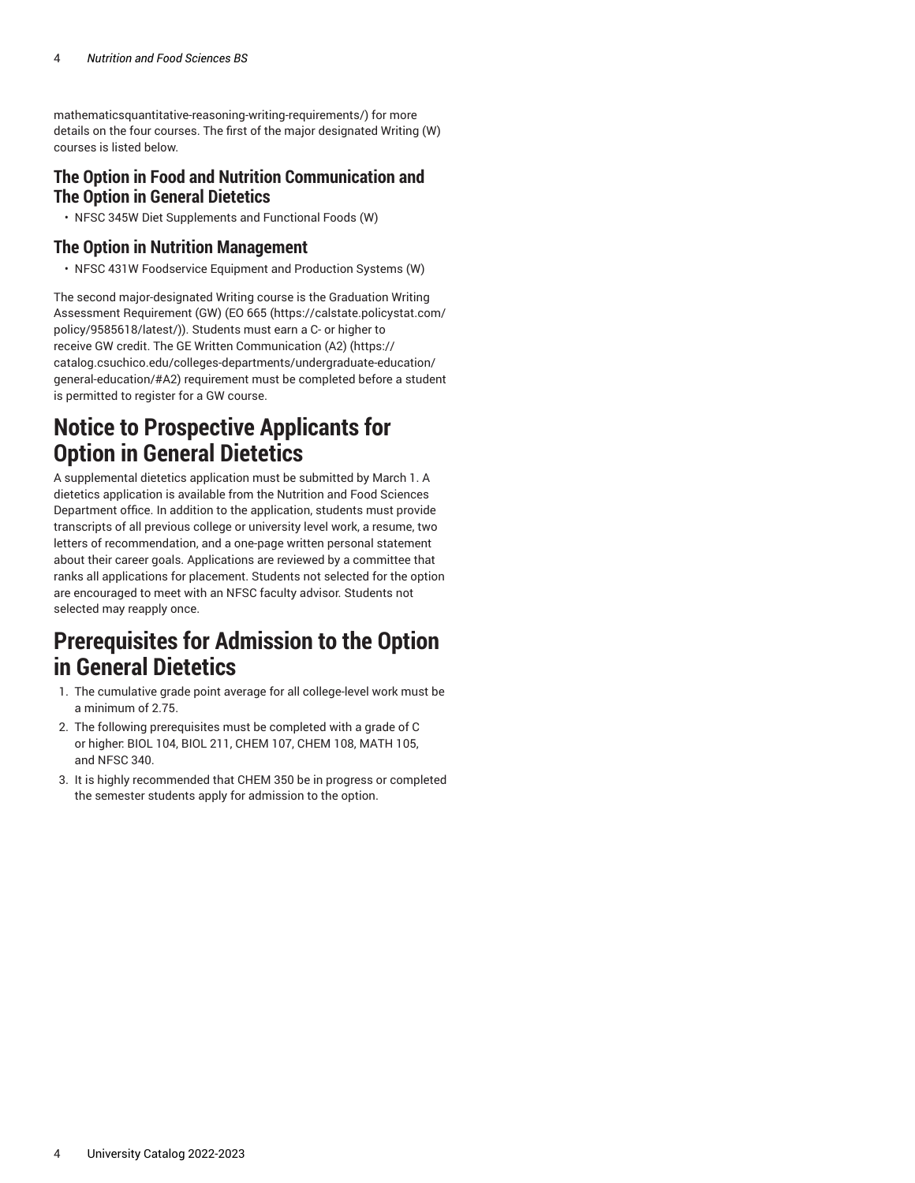mathematicsquantitative-reasoning-writing-requirements/) for more details on the four courses. The first of the major designated Writing (W) courses is listed below.

### The Option in Food and Nutrition Communication and The Option in General Dietetics

- NFSC 345W Diet Supplements and Functional Foods (W)

### The Option in Nutrition Management

- NFSC 431W Foodservice Equipment and Production Systems (W)

The second major-designated Writing course is the Graduation Writing Assessment Requirement (GW) (EO 665 (https://calstate.policystat.com/policy/9585618/latest/)). Students must earn a C- or higher to receive GW credit. The GE Written Communication (A2) (https://catalog.csuchico.edu/colleges-departments/undergraduate-education/general-education/#A2) requirement must be completed before a student is permitted to register for a GW course.

## Notice to Prospective Applicants for Option in General Dietetics

A supplemental dietetics application must be submitted by March 1. A dietetics application is available from the Nutrition and Food Sciences Department office. In addition to the application, students must provide transcripts of all previous college or university level work, a resume, two letters of recommendation, and a one-page written personal statement about their career goals. Applications are reviewed by a committee that ranks all applications for placement. Students not selected for the option are encouraged to meet with an NFSC faculty advisor. Students not selected may reapply once.

## Prerequisites for Admission to the Option in General Dietetics

1. The cumulative grade point average for all college-level work must be a minimum of 2.75.
2. The following prerequisites must be completed with a grade of C or higher: BIOL 104, BIOL 211, CHEM 107, CHEM 108, MATH 105, and NFSC 340.
3. It is highly recommended that CHEM 350 be in progress or completed the semester students apply for admission to the option.